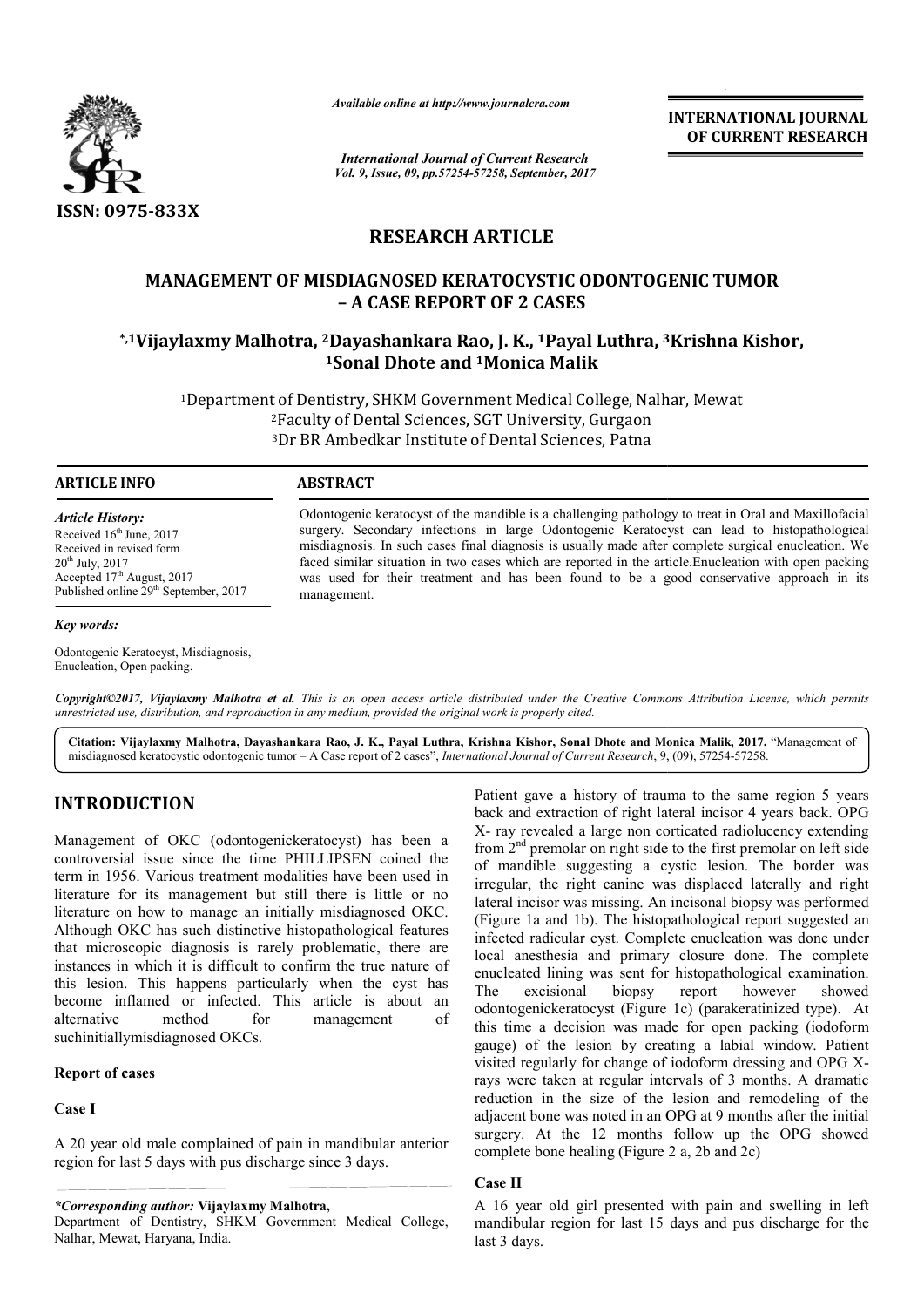ISSN: 0975-833X

*Available online at http://www.journalcra.com*

*International Journal of Current Research*
*Vol. 9, Issue, 09, pp.57254-57258, September, 2017*

**INTERNATIONAL JOURNAL OF CURRENT RESEARCH**

# RESEARCH ARTICLE

## MANAGEMENT OF MISDIAGNOSED KERATOCYSTIC ODONTOGENIC TUMOR – A CASE REPORT OF 2 CASES

**\*,1Vijaylaxmy Malhotra, 2Dayashankara Rao, J. K., 1Payal Luthra, 3Krishna Kishor, 1Sonal Dhote and 1Monica Malik**

[1]Department of Dentistry, SHKM Government Medical College, Nalhar, Mewat
[2]Faculty of Dental Sciences, SGT University, Gurgaon
[3]Dr BR Ambedkar Institute of Dental Sciences, Patna

**ARTICLE INFO**

*Article History:*
Received 16th June, 2017
Received in revised form
20th July, 2017
Accepted 17th August, 2017
Published online 29th September, 2017

*Key words:*

Odontogenic Keratocyst, Misdiagnosis, Enucleation, Open packing.

**ABSTRACT**

Odontogenic keratocyst of the mandible is a challenging pathology to treat in Oral and Maxillofacial surgery. Secondary infections in large Odontogenic Keratocyst can lead to histopathological misdiagnosis. In such cases final diagnosis is usually made after complete surgical enucleation. We faced similar situation in two cases which are reported in the article.Enucleation with open packing was used for their treatment and has been found to be a good conservative approach in its management.

***Copyright©2017, Vijaylaxmy Malhotra et al.*** *This is an open access article distributed under the Creative Commons Attribution License, which permits unrestricted use, distribution, and reproduction in any medium, provided the original work is properly cited.*

**Citation: Vijaylaxmy Malhotra, Dayashankara Rao, J. K., Payal Luthra, Krishna Kishor, Sonal Dhote and Monica Malik, 2017.** "Management of misdiagnosed keratocystic odontogenic tumor – A Case report of 2 cases", *International Journal of Current Research*, 9, (09), 57254-57258.

# INTRODUCTION

Management of OKC (odontogenickeratocyst) has been a controversial issue since the time PHILLIPSEN coined the term in 1956. Various treatment modalities have been used in literature for its management but still there is little or no literature on how to manage an initially misdiagnosed OKC. Although OKC has such distinctive histopathological features that microscopic diagnosis is rarely problematic, there are instances in which it is difficult to confirm the true nature of this lesion. This happens particularly when the cyst has become inflamed or infected. This article is about an alternative method for management of suchinitiallymisdiagnosed OKCs.

## Report of cases

### Case I

A 20 year old male complained of pain in mandibular anterior region for last 5 days with pus discharge since 3 days. Patient gave a history of trauma to the same region 5 years back and extraction of right lateral incisor 4 years back. OPG X- ray revealed a large non corticated radiolucency extending from 2nd premolar on right side to the first premolar on left side of mandible suggesting a cystic lesion. The border was irregular, the right canine was displaced laterally and right lateral incisor was missing. An incisonal biopsy was performed (Figure 1a and 1b). The histopathological report suggested an infected radicular cyst. Complete enucleation was done under local anesthesia and primary closure done. The complete enucleated lining was sent for histopathological examination. The excisional biopsy report however showed odontogenickeratocyst (Figure 1c) (parakeratinized type). At this time a decision was made for open packing (iodoform gauge) of the lesion by creating a labial window. Patient visited regularly for change of iodoform dressing and OPG X-rays were taken at regular intervals of 3 months. A dramatic reduction in the size of the lesion and remodeling of the adjacent bone was noted in an OPG at 9 months after the initial surgery. At the 12 months follow up the OPG showed complete bone healing (Figure 2 a, 2b and 2c)

### Case II

A 16 year old girl presented with pain and swelling in left mandibular region for last 15 days and pus discharge for the last 3 days.

***\*Corresponding author:* Vijaylaxmy Malhotra,**
Department of Dentistry, SHKM Government Medical College, Nalhar, Mewat, Haryana, India.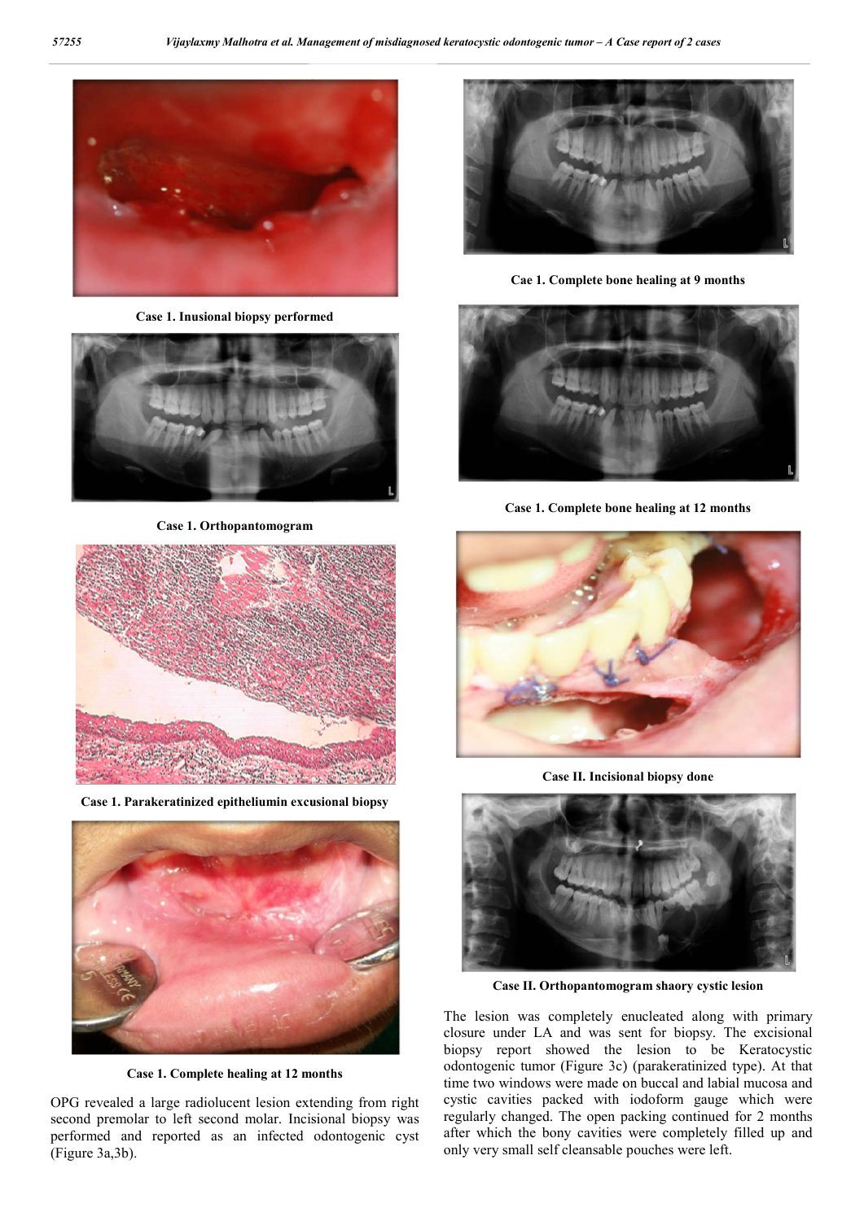Case 1. Inusional biopsy performed

Case 1. Orthopantomogram

Case 1. Parakeratinized epitheliumin excusional biopsy

Case 1. Complete healing at 12 months

OPG revealed a large radiolucent lesion extending from right second premolar to left second molar. Incisional biopsy was performed and reported as an infected odontogenic cyst (Figure 3a,3b).

Cae 1. Complete bone healing at 9 months

Case 1. Complete bone healing at 12 months

Case II. Incisional biopsy done

Case II. Orthopantomogram shaory cystic lesion

The lesion was completely enucleated along with primary closure under LA and was sent for biopsy. The excisional biopsy report showed the lesion to be Keratocystic odontogenic tumor (Figure 3c) (parakeratinized type). At that time two windows were made on buccal and labial mucosa and cystic cavities packed with iodoform gauge which were regularly changed. The open packing continued for 2 months after which the bony cavities were completely filled up and only very small self cleansable pouches were left.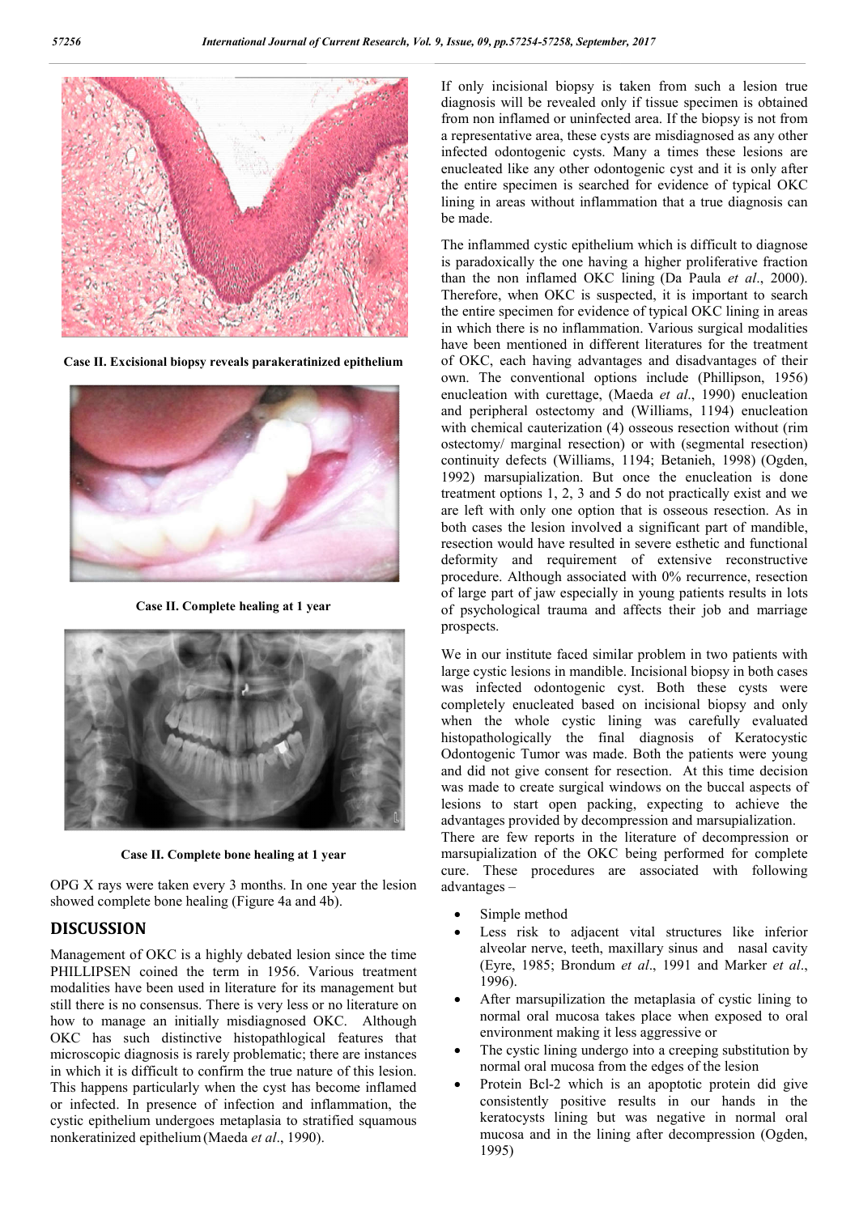Case II. Excisional biopsy reveals parakeratinized epithelium

Case II. Complete healing at 1 year

Case II. Complete bone healing at 1 year

OPG X rays were taken every 3 months. In one year the lesion showed complete bone healing (Figure 4a and 4b).

## DISCUSSION

Management of OKC is a highly debated lesion since the time PHILLIPSEN coined the term in 1956. Various treatment modalities have been used in literature for its management but still there is no consensus. There is very less or no literature on how to manage an initially misdiagnosed OKC. Although OKC has such distinctive histopathlogical features that microscopic diagnosis is rarely problematic; there are instances in which it is difficult to confirm the true nature of this lesion. This happens particularly when the cyst has become inflamed or infected. In presence of infection and inflammation, the cystic epithelium undergoes metaplasia to stratified squamous nonkeratinized epithelium (Maeda *et al*., 1990).

If only incisional biopsy is taken from such a lesion true diagnosis will be revealed only if tissue specimen is obtained from non inflamed or uninfected area. If the biopsy is not from a representative area, these cysts are misdiagnosed as any other infected odontogenic cysts. Many a times these lesions are enucleated like any other odontogenic cyst and it is only after the entire specimen is searched for evidence of typical OKC lining in areas without inflammation that a true diagnosis can be made.

The inflammed cystic epithelium which is difficult to diagnose is paradoxically the one having a higher proliferative fraction than the non inflamed OKC lining (Da Paula *et al*., 2000). Therefore, when OKC is suspected, it is important to search the entire specimen for evidence of typical OKC lining in areas in which there is no inflammation. Various surgical modalities have been mentioned in different literatures for the treatment of OKC, each having advantages and disadvantages of their own. The conventional options include (Phillipson, 1956) enucleation with curettage, (Maeda *et al*., 1990) enucleation and peripheral ostectomy and (Williams, 1194) enucleation with chemical cauterization (4) osseous resection without (rim ostectomy/ marginal resection) or with (segmental resection) continuity defects (Williams, 1194; Betanieh, 1998) (Ogden, 1992) marsupialization. But once the enucleation is done treatment options 1, 2, 3 and 5 do not practically exist and we are left with only one option that is osseous resection. As in both cases the lesion involved a significant part of mandible, resection would have resulted in severe esthetic and functional deformity and requirement of extensive reconstructive procedure. Although associated with 0% recurrence, resection of large part of jaw especially in young patients results in lots of psychological trauma and affects their job and marriage prospects.

We in our institute faced similar problem in two patients with large cystic lesions in mandible. Incisional biopsy in both cases was infected odontogenic cyst. Both these cysts were completely enucleated based on incisional biopsy and only when the whole cystic lining was carefully evaluated histopathologically the final diagnosis of Keratocystic Odontogenic Tumor was made. Both the patients were young and did not give consent for resection. At this time decision was made to create surgical windows on the buccal aspects of lesions to start open packing, expecting to achieve the advantages provided by decompression and marsupialization.

There are few reports in the literature of decompression or marsupialization of the OKC being performed for complete cure. These procedures are associated with following advantages –

- Simple method
- Less risk to adjacent vital structures like inferior alveolar nerve, teeth, maxillary sinus and nasal cavity (Eyre, 1985; Brondum *et al*., 1991 and Marker *et al*., 1996).
- After marsupilization the metaplasia of cystic lining to normal oral mucosa takes place when exposed to oral environment making it less aggressive or
- The cystic lining undergo into a creeping substitution by normal oral mucosa from the edges of the lesion
- Protein Bcl-2 which is an apoptotic protein did give consistently positive results in our hands in the keratocysts lining but was negative in normal oral mucosa and in the lining after decompression (Ogden, 1995)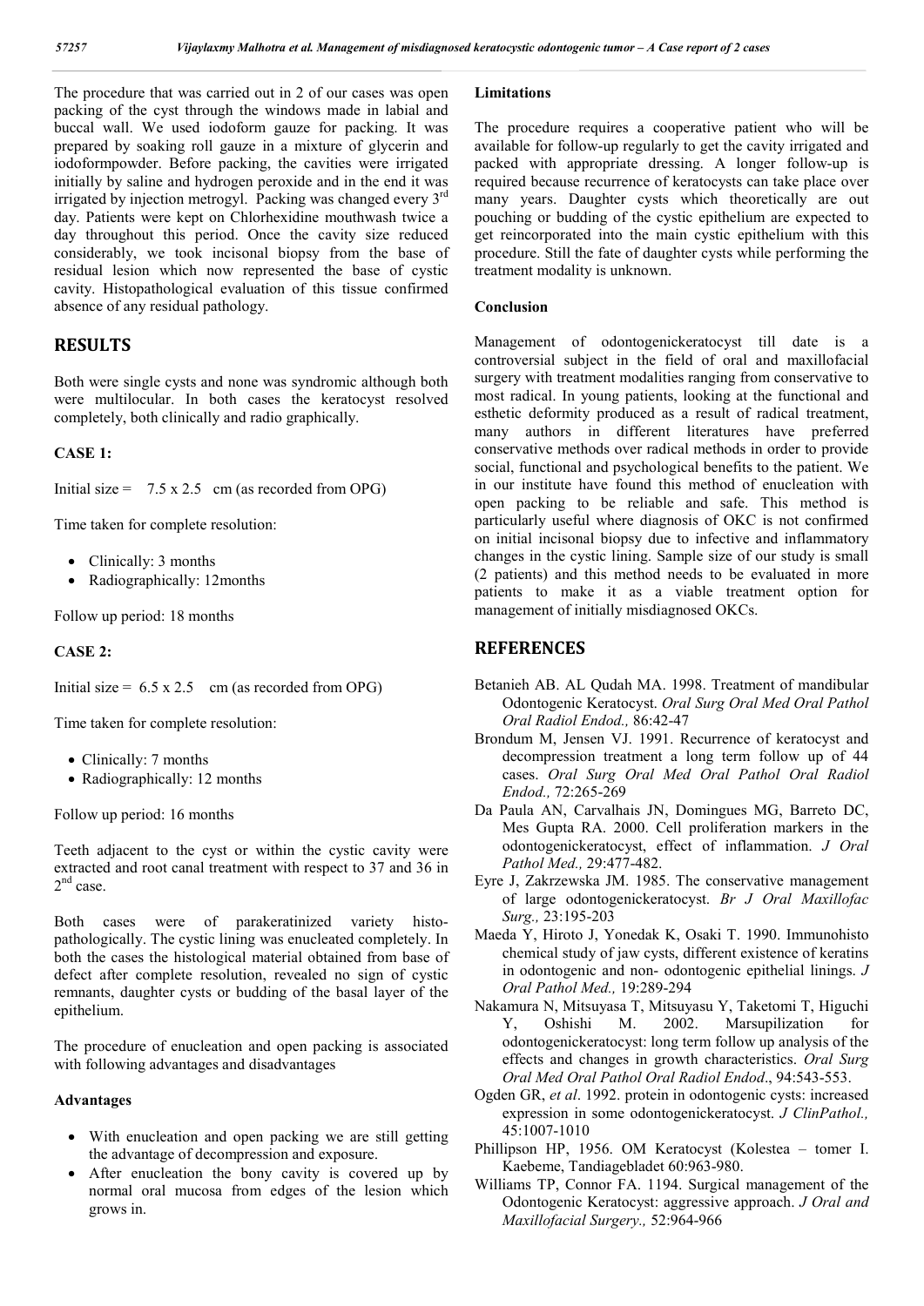The procedure that was carried out in 2 of our cases was open packing of the cyst through the windows made in labial and buccal wall. We used iodoform gauze for packing. It was prepared by soaking roll gauze in a mixture of glycerin and iodoformpowder. Before packing, the cavities were irrigated initially by saline and hydrogen peroxide and in the end it was irrigated by injection metrogyl. Packing was changed every 3rd day. Patients were kept on Chlorhexidine mouthwash twice a day throughout this period. Once the cavity size reduced considerably, we took incisonal biopsy from the base of residual lesion which now represented the base of cystic cavity. Histopathological evaluation of this tissue confirmed absence of any residual pathology.

## RESULTS

Both were single cysts and none was syndromic although both were multilocular. In both cases the keratocyst resolved completely, both clinically and radio graphically.

**CASE 1:**

Initial size = 7.5 x 2.5 cm (as recorded from OPG)

Time taken for complete resolution:

- Clinically: 3 months
- Radiographically: 12months

Follow up period: 18 months

**CASE 2:**

Initial size = 6.5 x 2.5 cm (as recorded from OPG)

Time taken for complete resolution:

- Clinically: 7 months
- Radiographically: 12 months

Follow up period: 16 months

Teeth adjacent to the cyst or within the cystic cavity were extracted and root canal treatment with respect to 37 and 36 in 2nd case.

Both cases were of parakeratinized variety histo-pathologically. The cystic lining was enucleated completely. In both the cases the histological material obtained from base of defect after complete resolution, revealed no sign of cystic remnants, daughter cysts or budding of the basal layer of the epithelium.

The procedure of enucleation and open packing is associated with following advantages and disadvantages

**Advantages**

- With enucleation and open packing we are still getting the advantage of decompression and exposure.
- After enucleation the bony cavity is covered up by normal oral mucosa from edges of the lesion which grows in.

**Limitations**

The procedure requires a cooperative patient who will be available for follow-up regularly to get the cavity irrigated and packed with appropriate dressing. A longer follow-up is required because recurrence of keratocysts can take place over many years. Daughter cysts which theoretically are out pouching or budding of the cystic epithelium are expected to get reincorporated into the main cystic epithelium with this procedure. Still the fate of daughter cysts while performing the treatment modality is unknown.

**Conclusion**

Management of odontogenickeratocyst till date is a controversial subject in the field of oral and maxillofacial surgery with treatment modalities ranging from conservative to most radical. In young patients, looking at the functional and esthetic deformity produced as a result of radical treatment, many authors in different literatures have preferred conservative methods over radical methods in order to provide social, functional and psychological benefits to the patient. We in our institute have found this method of enucleation with open packing to be reliable and safe. This method is particularly useful where diagnosis of OKC is not confirmed on initial incisonal biopsy due to infective and inflammatory changes in the cystic lining. Sample size of our study is small (2 patients) and this method needs to be evaluated in more patients to make it as a viable treatment option for management of initially misdiagnosed OKCs.

## REFERENCES

Betanieh AB. AL Qudah MA. 1998. Treatment of mandibular Odontogenic Keratocyst. *Oral Surg Oral Med Oral Pathol Oral Radiol Endod.,* 86:42-47

Brondum M, Jensen VJ. 1991. Recurrence of keratocyst and decompression treatment a long term follow up of 44 cases. *Oral Surg Oral Med Oral Pathol Oral Radiol Endod.,* 72:265-269

Da Paula AN, Carvalhais JN, Domingues MG, Barreto DC, Mes Gupta RA. 2000. Cell proliferation markers in the odontogenickeratocyst, effect of inflammation. *J Oral Pathol Med.,* 29:477-482.

Eyre J, Zakrzewska JM. 1985. The conservative management of large odontogenickeratocyst. *Br J Oral Maxillofac Surg.,* 23:195-203

Maeda Y, Hiroto J, Yonedak K, Osaki T. 1990. Immunohisto chemical study of jaw cysts, different existence of keratins in odontogenic and non- odontogenic epithelial linings. *J Oral Pathol Med.,* 19:289-294

Nakamura N, Mitsuyasa T, Mitsuyasu Y, Taketomi T, Higuchi Y, Oshishi M. 2002. Marsupilization for odontogenickeratocyst: long term follow up analysis of the effects and changes in growth characteristics. *Oral Surg Oral Med Oral Pathol Oral Radiol Endod*., 94:543-553.

Ogden GR, *et al*. 1992. protein in odontogenic cysts: increased expression in some odontogenickeratocyst. *J ClinPathol.,* 45:1007-1010

Phillipson HP, 1956. OM Keratocyst (Kolestea – tomer I. Kaebeme, Tandiagebladet 60:963-980.

Williams TP, Connor FA. 1194. Surgical management of the Odontogenic Keratocyst: aggressive approach. *J Oral and Maxillofacial Surgery.,* 52:964-966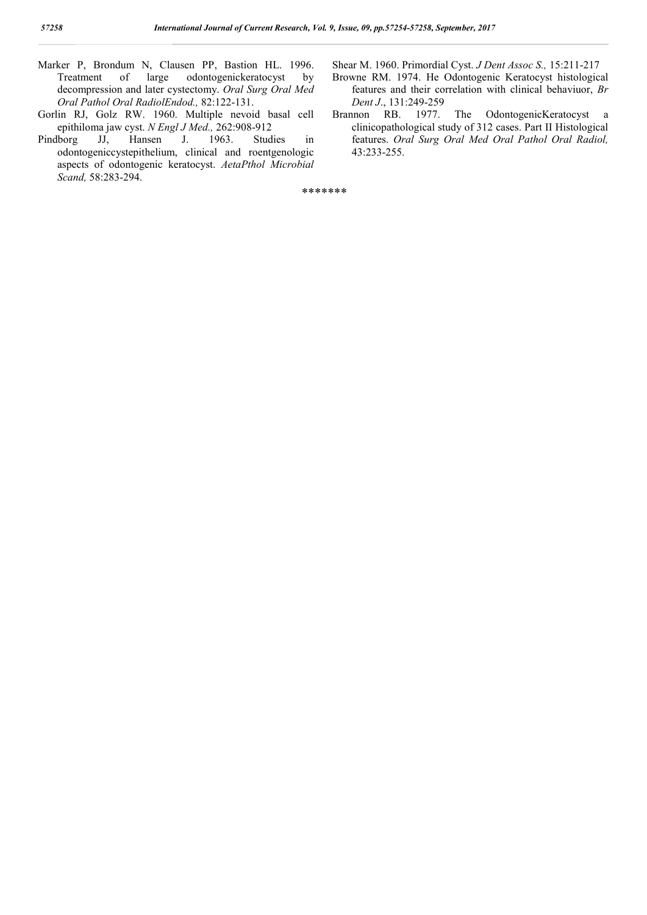Marker P, Brondum N, Clausen PP, Bastion HL. 1996. Treatment of large odontogenickeratocyst by decompression and later cystectomy. *Oral Surg Oral Med Oral Pathol Oral RadiolEndod.,* 82:122-131.

Gorlin RJ, Golz RW. 1960. Multiple nevoid basal cell epithiloma jaw cyst. *N Engl J Med.,* 262:908-912

Pindborg JJ, Hansen J. 1963. Studies in odontogeniccystepithelium, clinical and roentgenologic aspects of odontogenic keratocyst. *AetaPthol Microbial Scand,* 58:283-294.

Shear M. 1960. Primordial Cyst. *J Dent Assoc S.,* 15:211-217

Browne RM. 1974. He Odontogenic Keratocyst histological features and their correlation with clinical behaviuor, *Br Dent J*., 131:249-259

Brannon RB. 1977. The OdontogenicKeratocyst a clinicopathological study of 312 cases. Part II Histological features. *Oral Surg Oral Med Oral Pathol Oral Radiol,* 43:233-255.

*******